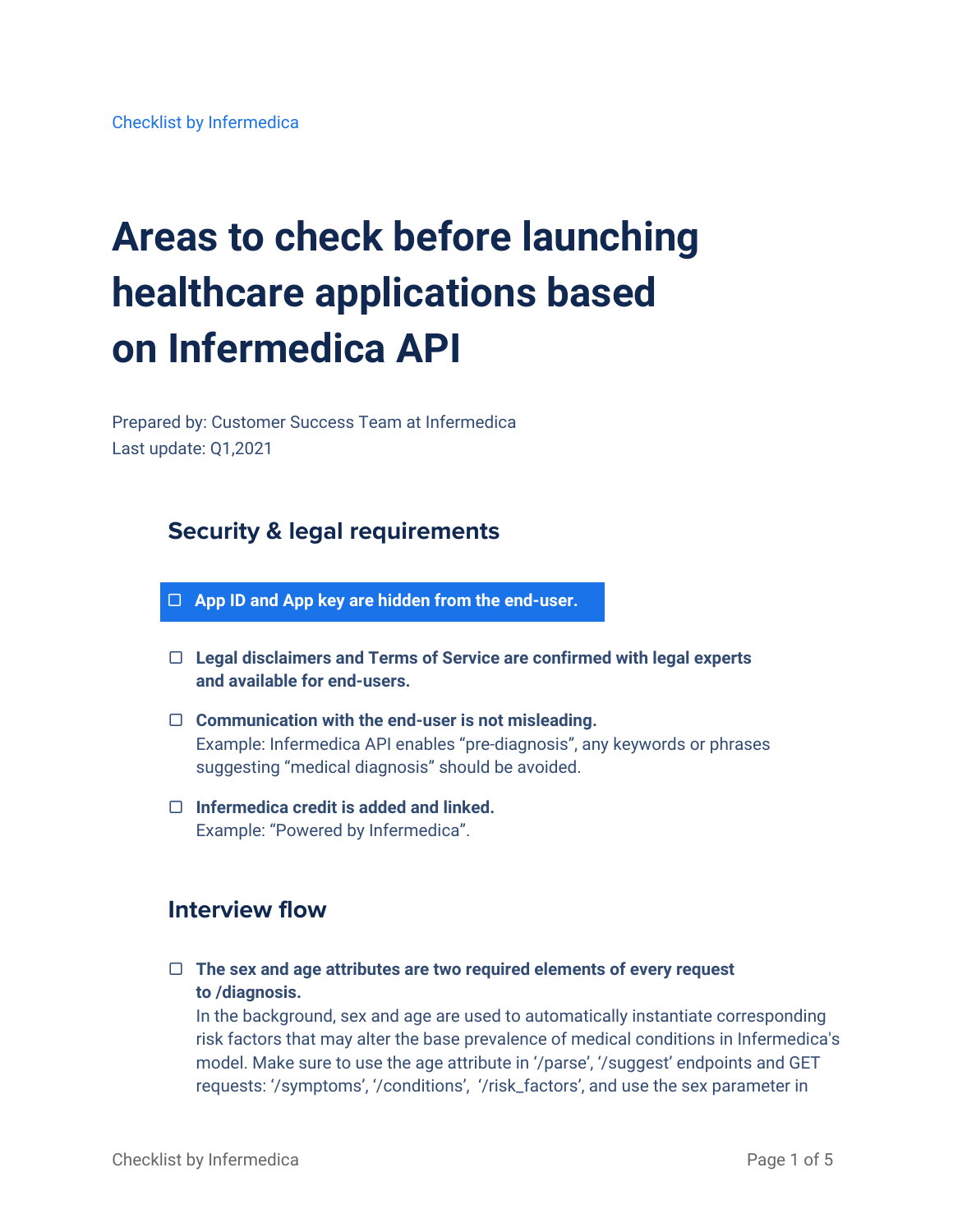Checklist by Infermedica

# Areas to check before launching healthcare applications based on Infermedica API

Prepared by: Customer Success Team at Infermedica
Last update: Q1,2021

## Security & legal requirements

- ☐ **App ID and App key are hidden from the end-user.**
- ☐ **Legal disclaimers and Terms of Service are confirmed with legal experts and available for end-users.**
- ☐ **Communication with the end-user is not misleading.**
  Example: Infermedica API enables “pre-diagnosis”, any keywords or phrases suggesting “medical diagnosis” should be avoided.
- ☐ **Infermedica credit is added and linked.**
  Example: “Powered by Infermedica”.

## Interview flow

- ☐ **The sex and age attributes are two required elements of every request to /diagnosis.**
  In the background, sex and age are used to automatically instantiate corresponding risk factors that may alter the base prevalence of medical conditions in Infermedica's model. Make sure to use the age attribute in ‘/parse’, ‘/suggest’ endpoints and GET requests: ‘/symptoms’, ‘/conditions’, ‘/risk_factors’, and use the sex parameter in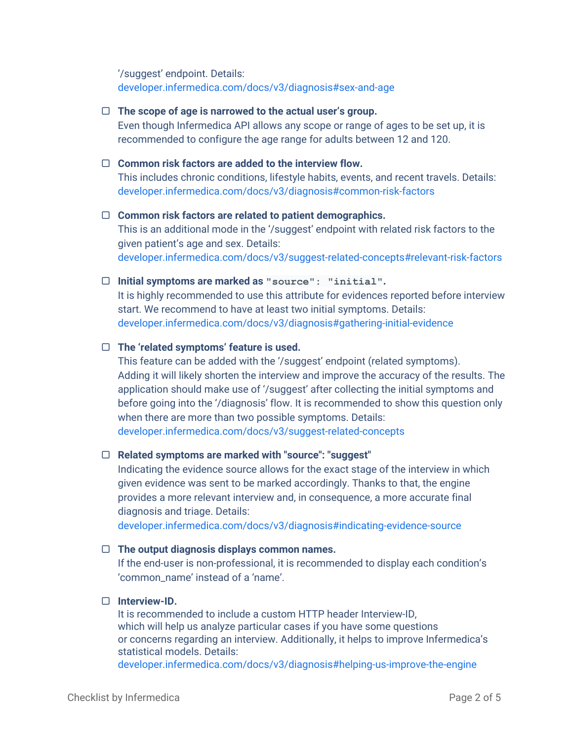'/suggest' endpoint. Details: developer.infermedica.com/docs/v3/diagnosis#sex-and-age

- [ ] **The scope of age is narrowed to the actual user's group.**
  Even though Infermedica API allows any scope or range of ages to be set up, it is recommended to configure the age range for adults between 12 and 120.

- [ ] **Common risk factors are added to the interview flow.**
  This includes chronic conditions, lifestyle habits, events, and recent travels. Details: developer.infermedica.com/docs/v3/diagnosis#common-risk-factors

- [ ] **Common risk factors are related to patient demographics.**
  This is an additional mode in the '/suggest' endpoint with related risk factors to the given patient's age and sex. Details: developer.infermedica.com/docs/v3/suggest-related-concepts#relevant-risk-factors

- [ ] **Initial symptoms are marked as `"source": "initial"`.**
  It is highly recommended to use this attribute for evidences reported before interview start. We recommend to have at least two initial symptoms. Details: developer.infermedica.com/docs/v3/diagnosis#gathering-initial-evidence

- [ ] **The 'related symptoms' feature is used.**
  This feature can be added with the '/suggest' endpoint (related symptoms). Adding it will likely shorten the interview and improve the accuracy of the results. The application should make use of '/suggest' after collecting the initial symptoms and before going into the '/diagnosis' flow. It is recommended to show this question only when there are more than two possible symptoms. Details: developer.infermedica.com/docs/v3/suggest-related-concepts

- [ ] **Related symptoms are marked with "source": "suggest"**
  Indicating the evidence source allows for the exact stage of the interview in which given evidence was sent to be marked accordingly. Thanks to that, the engine provides a more relevant interview and, in consequence, a more accurate final diagnosis and triage. Details: developer.infermedica.com/docs/v3/diagnosis#indicating-evidence-source

- [ ] **The output diagnosis displays common names.**
  If the end-user is non-professional, it is recommended to display each condition's 'common_name' instead of a 'name'.

- [ ] **Interview-ID.**
  It is recommended to include a custom HTTP header Interview-ID, which will help us analyze particular cases if you have some questions or concerns regarding an interview. Additionally, it helps to improve Infermedica's statistical models. Details: developer.infermedica.com/docs/v3/diagnosis#helping-us-improve-the-engine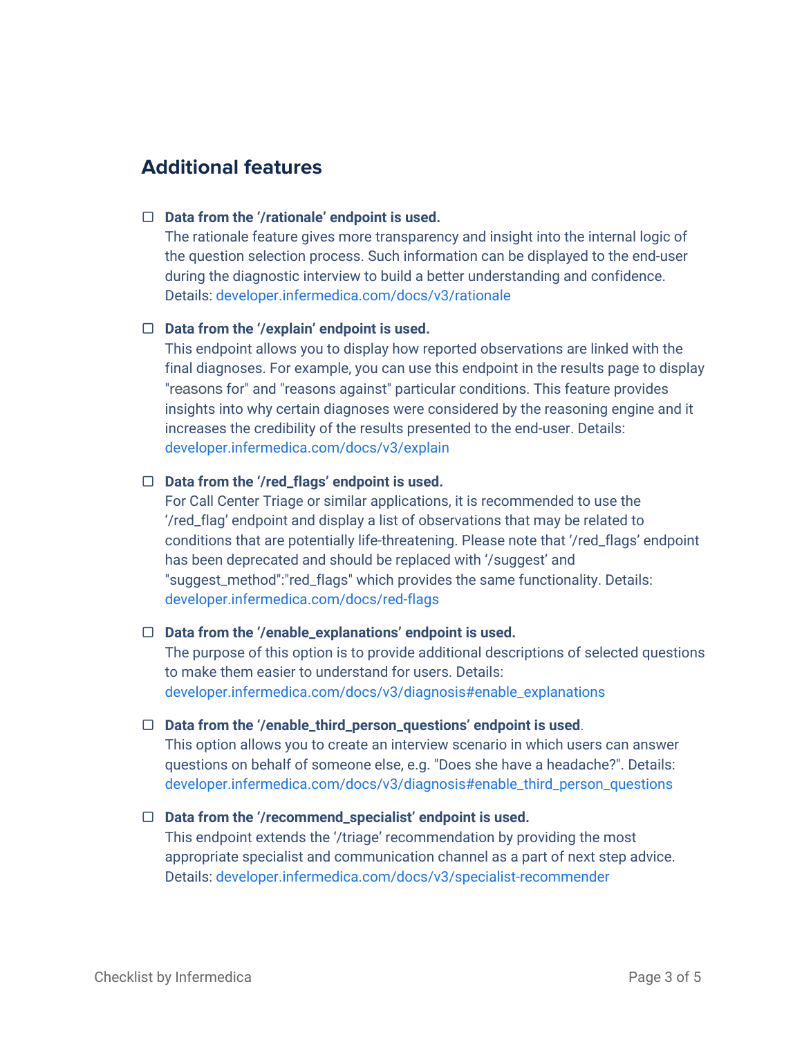## Additional features

- ☐ **Data from the '/rationale' endpoint is used.**
  The rationale feature gives more transparency and insight into the internal logic of the question selection process. Such information can be displayed to the end-user during the diagnostic interview to build a better understanding and confidence. Details: developer.infermedica.com/docs/v3/rationale

- ☐ **Data from the '/explain' endpoint is used.**
  This endpoint allows you to display how reported observations are linked with the final diagnoses. For example, you can use this endpoint in the results page to display "reasons for" and "reasons against" particular conditions. This feature provides insights into why certain diagnoses were considered by the reasoning engine and it increases the credibility of the results presented to the end-user. Details: developer.infermedica.com/docs/v3/explain

- ☐ **Data from the '/red_flags' endpoint is used.**
  For Call Center Triage or similar applications, it is recommended to use the '/red_flag' endpoint and display a list of observations that may be related to conditions that are potentially life-threatening. Please note that '/red_flags' endpoint has been deprecated and should be replaced with '/suggest' and "suggest_method":"red_flags" which provides the same functionality. Details: developer.infermedica.com/docs/red-flags

- ☐ **Data from the '/enable_explanations' endpoint is used.**
  The purpose of this option is to provide additional descriptions of selected questions to make them easier to understand for users. Details: developer.infermedica.com/docs/v3/diagnosis#enable_explanations

- ☐ **Data from the '/enable_third_person_questions' endpoint is used**.
  This option allows you to create an interview scenario in which users can answer questions on behalf of someone else, e.g. "Does she have a headache?". Details: developer.infermedica.com/docs/v3/diagnosis#enable_third_person_questions

- ☐ **Data from the '/recommend_specialist' endpoint is used.**
  This endpoint extends the '/triage' recommendation by providing the most appropriate specialist and communication channel as a part of next step advice. Details: developer.infermedica.com/docs/v3/specialist-recommender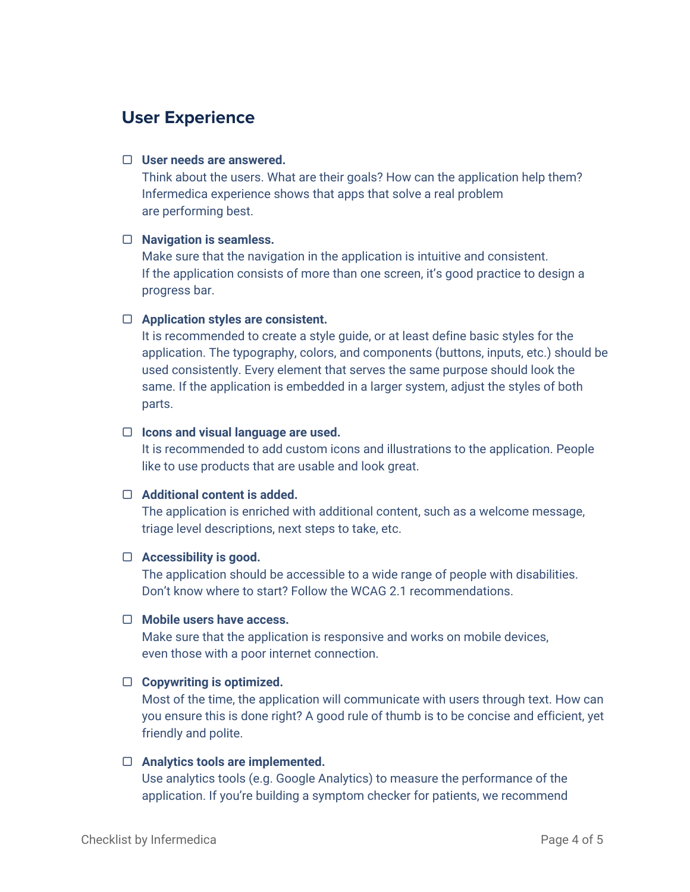## User Experience

- [ ] **User needs are answered.**
  Think about the users. What are their goals? How can the application help them? Infermedica experience shows that apps that solve a real problem are performing best.

- [ ] **Navigation is seamless.**
  Make sure that the navigation in the application is intuitive and consistent. If the application consists of more than one screen, it's good practice to design a progress bar.

- [ ] **Application styles are consistent.**
  It is recommended to create a style guide, or at least define basic styles for the application. The typography, colors, and components (buttons, inputs, etc.) should be used consistently. Every element that serves the same purpose should look the same. If the application is embedded in a larger system, adjust the styles of both parts.

- [ ] **Icons and visual language are used.**
  It is recommended to add custom icons and illustrations to the application. People like to use products that are usable and look great.

- [ ] **Additional content is added.**
  The application is enriched with additional content, such as a welcome message, triage level descriptions, next steps to take, etc.

- [ ] **Accessibility is good.**
  The application should be accessible to a wide range of people with disabilities. Don't know where to start? Follow the WCAG 2.1 recommendations.

- [ ] **Mobile users have access.**
  Make sure that the application is responsive and works on mobile devices, even those with a poor internet connection.

- [ ] **Copywriting is optimized.**
  Most of the time, the application will communicate with users through text. How can you ensure this is done right? A good rule of thumb is to be concise and efficient, yet friendly and polite.

- [ ] **Analytics tools are implemented.**
  Use analytics tools (e.g. Google Analytics) to measure the performance of the application. If you're building a symptom checker for patients, we recommend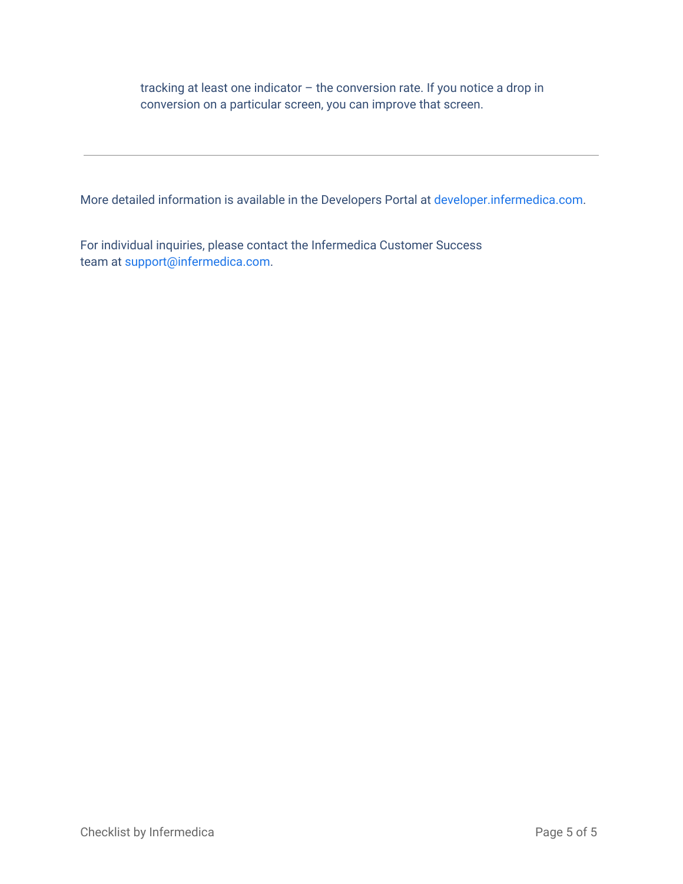tracking at least one indicator – the conversion rate. If you notice a drop in conversion on a particular screen, you can improve that screen.

---

More detailed information is available in the Developers Portal at developer.infermedica.com.

For individual inquiries, please contact the Infermedica Customer Success team at support@infermedica.com.